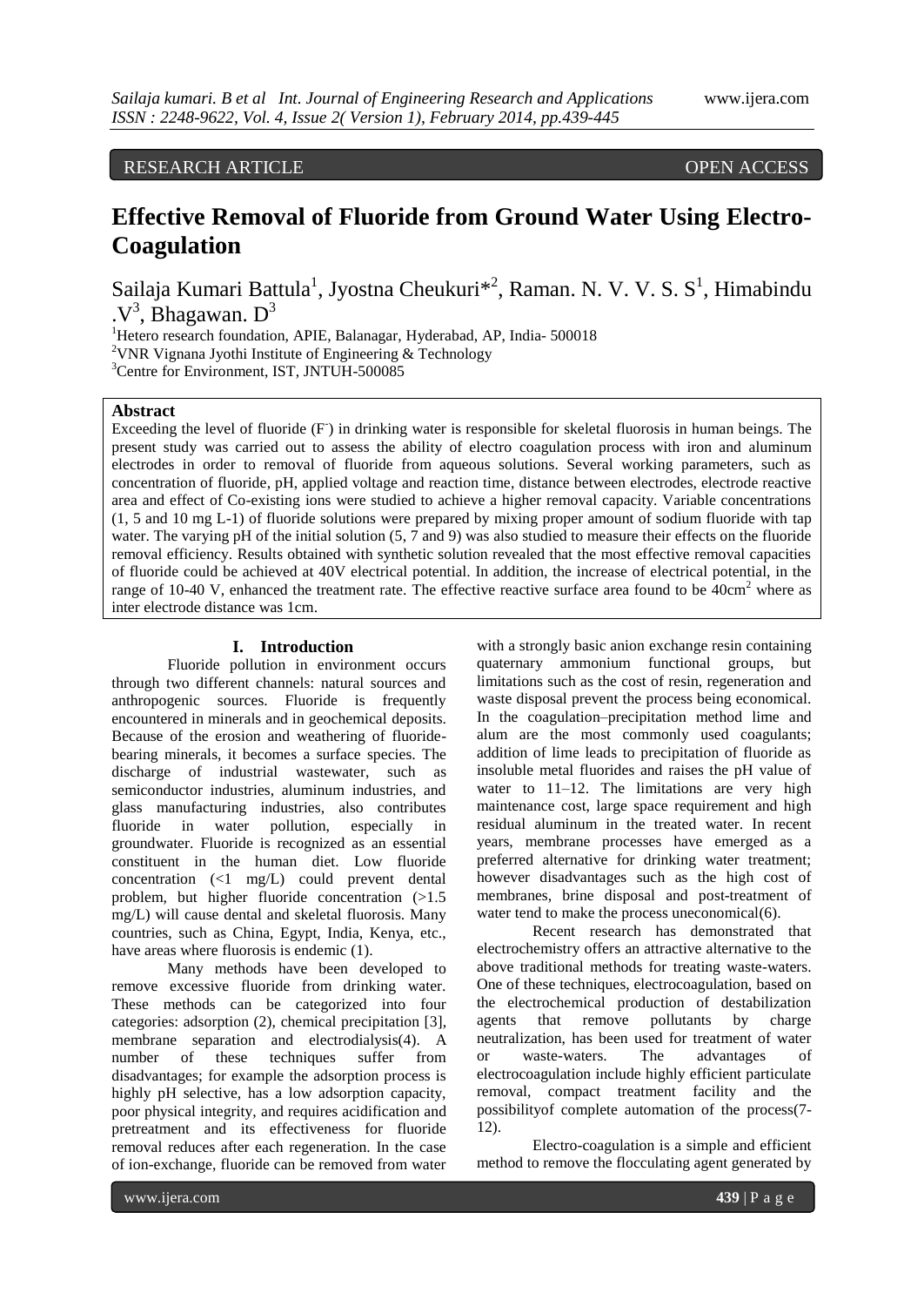RESEARCH ARTICLE OPEN ACCESS

# Effective Removal of Fluoride from Ground Water Using Electro-Coagulation

Sailaja Kumari Battula[1], Jyostna Cheukuri*[2], Raman. N. V. V. S. S[1], Himabindu .V[3], Bhagawan. D[3]

[1]Hetero research foundation, APIE, Balanagar, Hyderabad, AP, India- 500018
[2]VNR Vignana Jyothi Institute of Engineering & Technology
[3]Centre for Environment, IST, JNTUH-500085

## Abstract

Exceeding the level of fluoride ($F^-$) in drinking water is responsible for skeletal fluorosis in human beings. The present study was carried out to assess the ability of electro coagulation process with iron and aluminum electrodes in order to removal of fluoride from aqueous solutions. Several working parameters, such as concentration of fluoride, pH, applied voltage and reaction time, distance between electrodes, electrode reactive area and effect of Co-existing ions were studied to achieve a higher removal capacity. Variable concentrations (1, 5 and 10 mg L-1) of fluoride solutions were prepared by mixing proper amount of sodium fluoride with tap water. The varying pH of the initial solution (5, 7 and 9) was also studied to measure their effects on the fluoride removal efficiency. Results obtained with synthetic solution revealed that the most effective removal capacities of fluoride could be achieved at 40V electrical potential. In addition, the increase of electrical potential, in the range of 10-40 V, enhanced the treatment rate. The effective reactive surface area found to be $40cm^2$ where as inter electrode distance was 1cm.

## I. Introduction

Fluoride pollution in environment occurs through two different channels: natural sources and anthropogenic sources. Fluoride is frequently encountered in minerals and in geochemical deposits. Because of the erosion and weathering of fluoride-bearing minerals, it becomes a surface species. The discharge of industrial wastewater, such as semiconductor industries, aluminum industries, and glass manufacturing industries, also contributes fluoride in water pollution, especially in groundwater. Fluoride is recognized as an essential constituent in the human diet. Low fluoride concentration (<1 mg/L) could prevent dental problem, but higher fluoride concentration (>1.5 mg/L) will cause dental and skeletal fluorosis. Many countries, such as China, Egypt, India, Kenya, etc., have areas where fluorosis is endemic (1).

Many methods have been developed to remove excessive fluoride from drinking water. These methods can be categorized into four categories: adsorption (2), chemical precipitation [3], membrane separation and electrodialysis(4). A number of these techniques suffer from disadvantages; for example the adsorption process is highly pH selective, has a low adsorption capacity, poor physical integrity, and requires acidification and pretreatment and its effectiveness for fluoride removal reduces after each regeneration. In the case of ion-exchange, fluoride can be removed from water with a strongly basic anion exchange resin containing quaternary ammonium functional groups, but limitations such as the cost of resin, regeneration and waste disposal prevent the process being economical. In the coagulation–precipitation method lime and alum are the most commonly used coagulants; addition of lime leads to precipitation of fluoride as insoluble metal fluorides and raises the pH value of water to 11–12. The limitations are very high maintenance cost, large space requirement and high residual aluminum in the treated water. In recent years, membrane processes have emerged as a preferred alternative for drinking water treatment; however disadvantages such as the high cost of membranes, brine disposal and post-treatment of water tend to make the process uneconomical(6).

Recent research has demonstrated that electrochemistry offers an attractive alternative to the above traditional methods for treating waste-waters. One of these techniques, electrocoagulation, based on the electrochemical production of destabilization agents that remove pollutants by charge neutralization, has been used for treatment of water or waste-waters. The advantages of electrocoagulation include highly efficient particulate removal, compact treatment facility and the possibilityof complete automation of the process(7-12).

Electro-coagulation is a simple and efficient method to remove the flocculating agent generated by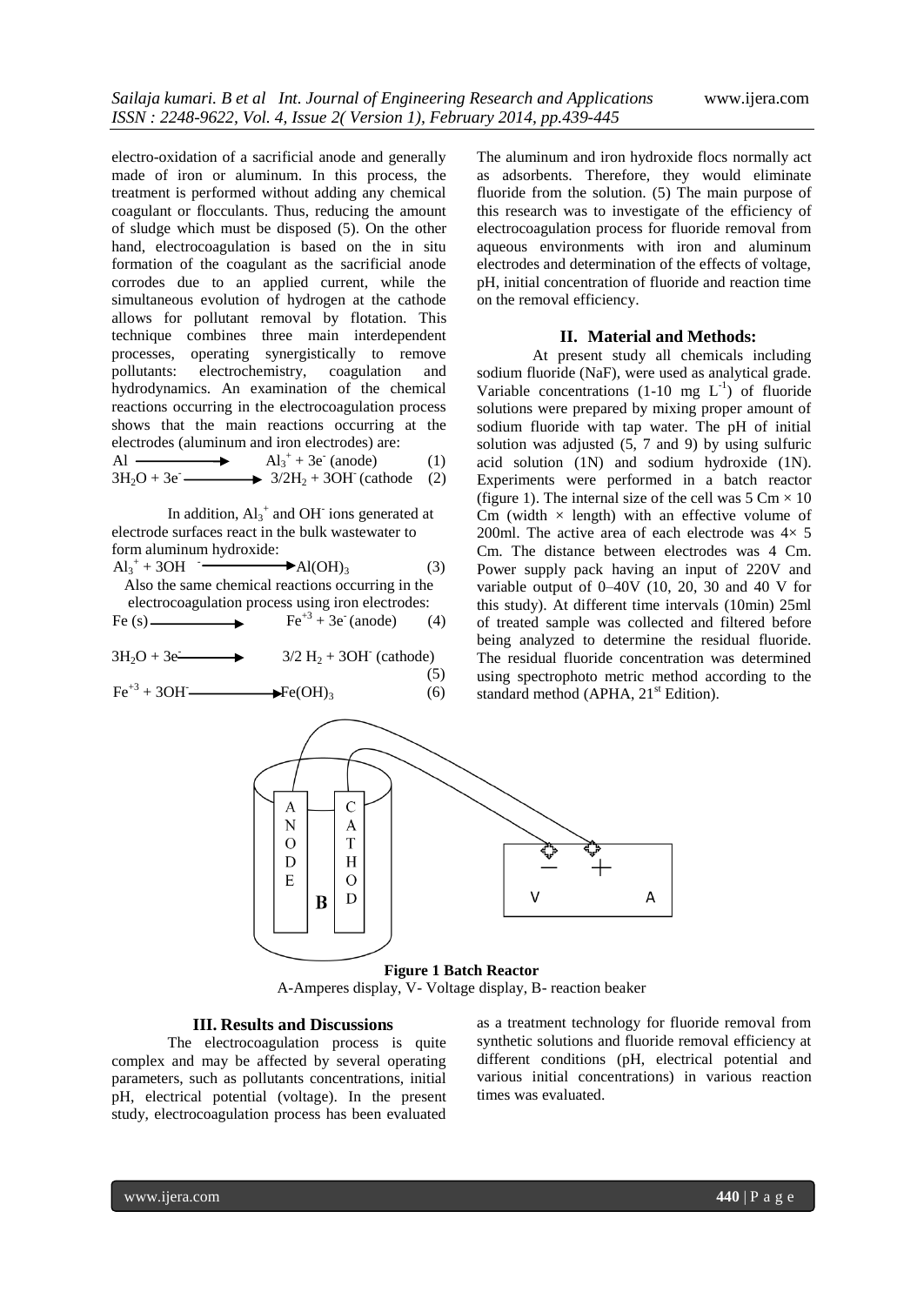electro-oxidation of a sacrificial anode and generally made of iron or aluminum. In this process, the treatment is performed without adding any chemical coagulant or flocculants. Thus, reducing the amount of sludge which must be disposed (5). On the other hand, electrocoagulation is based on the in situ formation of the coagulant as the sacrificial anode corrodes due to an applied current, while the simultaneous evolution of hydrogen at the cathode allows for pollutant removal by flotation. This technique combines three main interdependent processes, operating synergistically to remove pollutants: electrochemistry, coagulation and hydrodynamics. An examination of the chemical reactions occurring in the electrocoagulation process shows that the main reactions occurring at the electrodes (aluminum and iron electrodes) are:

$$Al \longrightarrow Al_3^+ + 3e^- \text{ (anode)} \quad (1)$$

$$3H_2O + 3e^- \longrightarrow 3/2H_2 + 3OH^- \text{ (cathode} \quad (2)$$

In addition, $Al_3^+$ and $OH^-$ ions generated at electrode surfaces react in the bulk wastewater to form aluminum hydroxide:

$$Al_3^+ + 3OH^- \longrightarrow Al(OH)_3 \quad (3)$$

Also the same chemical reactions occurring in the electrocoagulation process using iron electrodes:

$$Fe(s) \longrightarrow Fe^{+3} + 3e^- \text{ (anode)} \quad (4)$$

$$3H_2O + 3e^- \longrightarrow 3/2\ H_2 + 3OH^- \text{ (cathode)} \quad (5)$$

$$Fe^{+3} + 3OH^- \longrightarrow Fe(OH)_3 \quad (6)$$

The aluminum and iron hydroxide flocs normally act as adsorbents. Therefore, they would eliminate fluoride from the solution. (5) The main purpose of this research was to investigate of the efficiency of electrocoagulation process for fluoride removal from aqueous environments with iron and aluminum electrodes and determination of the effects of voltage, pH, initial concentration of fluoride and reaction time on the removal efficiency.

## II. Material and Methods:

At present study all chemicals including sodium fluoride (NaF), were used as analytical grade. Variable concentrations (1-10 mg $L^{-1}$) of fluoride solutions were prepared by mixing proper amount of sodium fluoride with tap water. The pH of initial solution was adjusted (5, 7 and 9) by using sulfuric acid solution (1N) and sodium hydroxide (1N). Experiments were performed in a batch reactor (figure 1). The internal size of the cell was 5 Cm × 10 Cm (width × length) with an effective volume of 200ml. The active area of each electrode was 4× 5 Cm. The distance between electrodes was 4 Cm. Power supply pack having an input of 220V and variable output of 0–40V (10, 20, 30 and 40 V for this study). At different time intervals (10min) 25ml of treated sample was collected and filtered before being analyzed to determine the residual fluoride. The residual fluoride concentration was determined using spectrophoto metric method according to the standard method (APHA, 21st Edition).

**Figure 1 Batch Reactor**

A-Amperes display, V- Voltage display, B- reaction beaker

## III. Results and Discussions

The electrocoagulation process is quite complex and may be affected by several operating parameters, such as pollutants concentrations, initial pH, electrical potential (voltage). In the present study, electrocoagulation process has been evaluated as a treatment technology for fluoride removal from synthetic solutions and fluoride removal efficiency at different conditions (pH, electrical potential and various initial concentrations) in various reaction times was evaluated.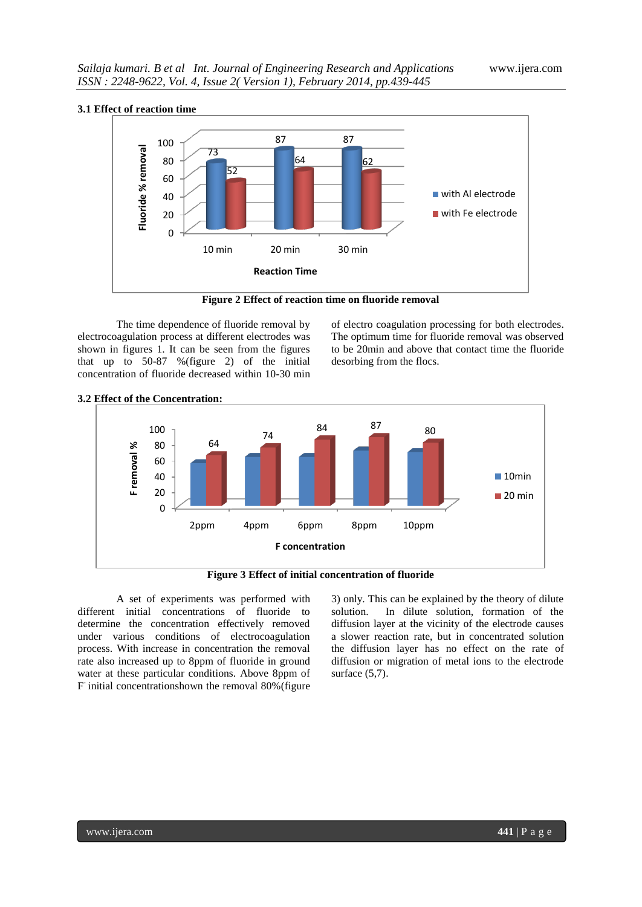### 3.1 Effect of reaction time

Figure 2 Effect of reaction time on fluoride removal

The time dependence of fluoride removal by electrocoagulation process at different electrodes was shown in figures 1. It can be seen from the figures that up to 50-87 %(figure 2) of the initial concentration of fluoride decreased within 10-30 min of electro coagulation processing for both electrodes. The optimum time for fluoride removal was observed to be 20min and above that contact time the fluoride desorbing from the flocs.

### 3.2 Effect of the Concentration:

Figure 3 Effect of initial concentration of fluoride

A set of experiments was performed with different initial concentrations of fluoride to determine the concentration effectively removed under various conditions of electrocoagulation process. With increase in concentration the removal rate also increased up to 8ppm of fluoride in ground water at these particular conditions. Above 8ppm of $F^-$ initial concentrationshown the removal 80%(figure 3) only. This can be explained by the theory of dilute solution. In dilute solution, formation of the diffusion layer at the vicinity of the electrode causes a slower reaction rate, but in concentrated solution the diffusion layer has no effect on the rate of diffusion or migration of metal ions to the electrode surface (5,7).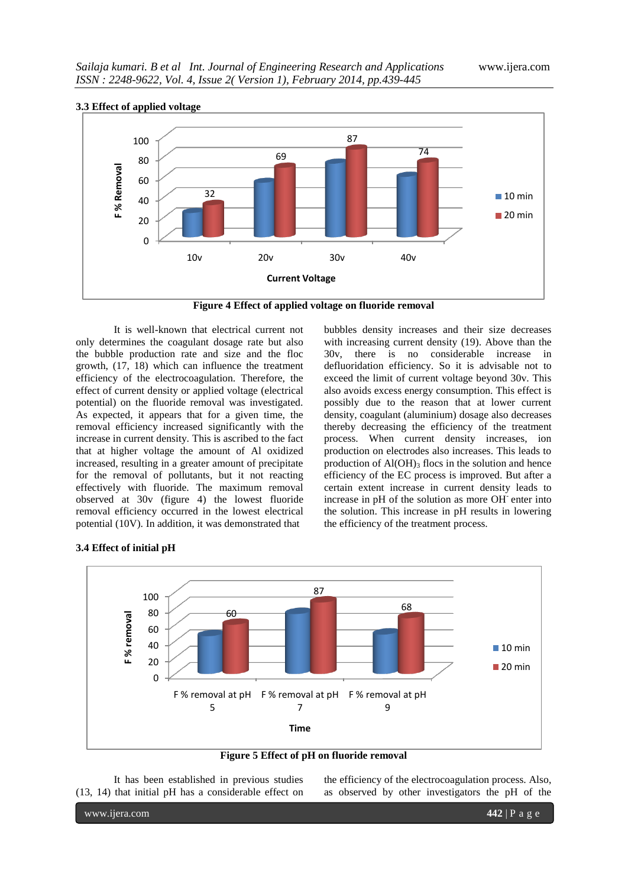### 3.3 Effect of applied voltage

Figure 4 Effect of applied voltage on fluoride removal

It is well-known that electrical current not only determines the coagulant dosage rate but also the bubble production rate and size and the floc growth, (17, 18) which can influence the treatment efficiency of the electrocoagulation. Therefore, the effect of current density or applied voltage (electrical potential) on the fluoride removal was investigated. As expected, it appears that for a given time, the removal efficiency increased significantly with the increase in current density. This is ascribed to the fact that at higher voltage the amount of Al oxidized increased, resulting in a greater amount of precipitate for the removal of pollutants, but it not reacting effectively with fluoride. The maximum removal observed at 30v (figure 4) the lowest fluoride removal efficiency occurred in the lowest electrical potential (10V). In addition, it was demonstrated that bubbles density increases and their size decreases with increasing current density (19). Above than the 30v, there is no considerable increase in defluoridation efficiency. So it is advisable not to exceed the limit of current voltage beyond 30v. This also avoids excess energy consumption. This effect is possibly due to the reason that at lower current density, coagulant (aluminium) dosage also decreases thereby decreasing the efficiency of the treatment process. When current density increases, ion production on electrodes also increases. This leads to production of $Al(OH)_3$ flocs in the solution and hence efficiency of the EC process is improved. But after a certain extent increase in current density leads to increase in pH of the solution as more $OH^-$ enter into the solution. This increase in pH results in lowering the efficiency of the treatment process.

### 3.4 Effect of initial pH

Figure 5 Effect of pH on fluoride removal

It has been established in previous studies (13, 14) that initial pH has a considerable effect on the efficiency of the electrocoagulation process. Also, as observed by other investigators the pH of the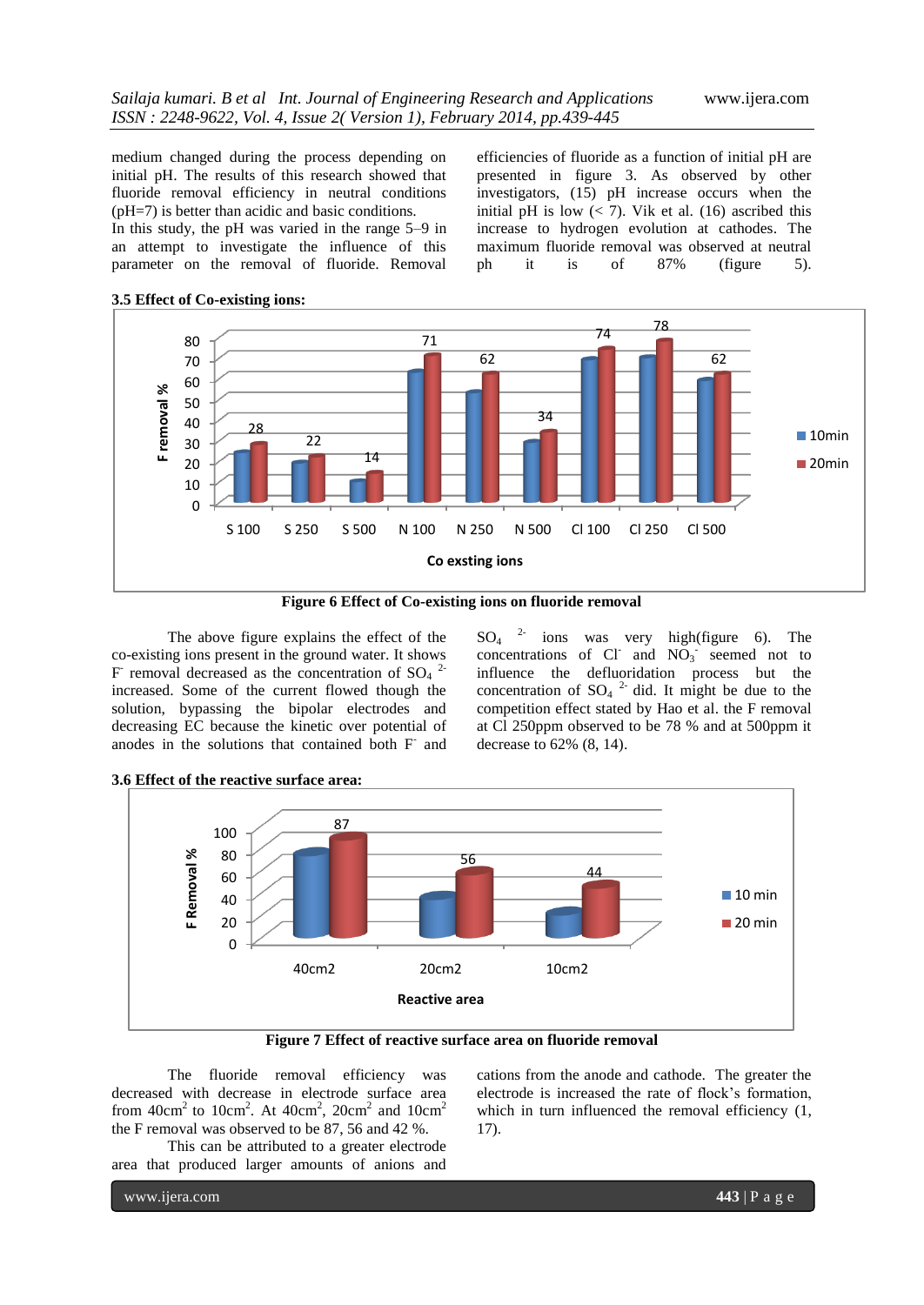medium changed during the process depending on initial pH. The results of this research showed that fluoride removal efficiency in neutral conditions (pH=7) is better than acidic and basic conditions.

In this study, the pH was varied in the range 5–9 in an attempt to investigate the influence of this parameter on the removal of fluoride. Removal efficiencies of fluoride as a function of initial pH are presented in figure 3. As observed by other investigators, (15) pH increase occurs when the initial pH is low (< 7). Vik et al. (16) ascribed this increase to hydrogen evolution at cathodes. The maximum fluoride removal was observed at neutral ph it is of 87% (figure 5).

### 3.5 Effect of Co-existing ions:

Figure 6 Effect of Co-existing ions on fluoride removal

The above figure explains the effect of the co-existing ions present in the ground water. It shows $F^-$ removal decreased as the concentration of $SO_4^{2-}$ increased. Some of the current flowed though the solution, bypassing the bipolar electrodes and decreasing EC because the kinetic over potential of anodes in the solutions that contained both $F^-$ and $SO_4^{2-}$ ions was very high(figure 6). The concentrations of $Cl^-$ and $NO_3^-$ seemed not to influence the defluoridation process but the concentration of $SO_4^{2-}$ did. It might be due to the competition effect stated by Hao et al. the F removal at Cl 250ppm observed to be 78 % and at 500ppm it decrease to 62% (8, 14).

### 3.6 Effect of the reactive surface area:

Figure 7 Effect of reactive surface area on fluoride removal

The fluoride removal efficiency was decreased with decrease in electrode surface area from $40cm^2$ to $10cm^2$. At $40cm^2$, $20cm^2$ and $10cm^2$ the F removal was observed to be 87, 56 and 42 %.

This can be attributed to a greater electrode area that produced larger amounts of anions and cations from the anode and cathode. The greater the electrode is increased the rate of flock's formation, which in turn influenced the removal efficiency (1, 17).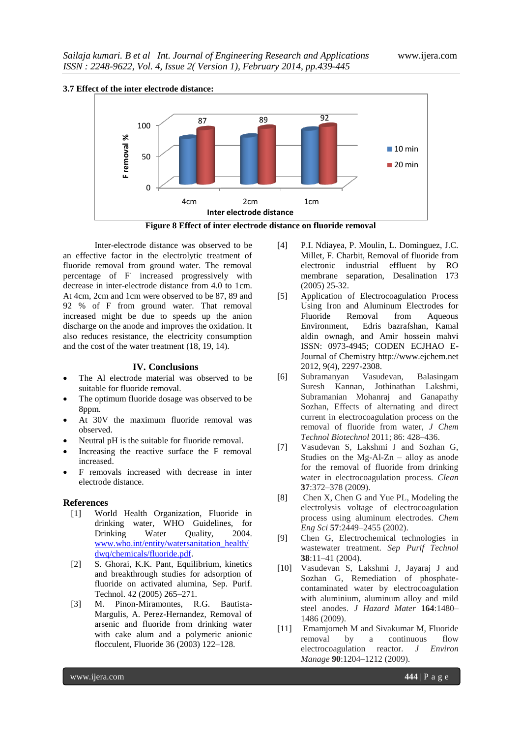### 3.7 Effect of the inter electrode distance:

**Figure 8 Effect of inter electrode distance on fluoride removal**

Inter-electrode distance was observed to be an effective factor in the electrolytic treatment of fluoride removal from ground water. The removal percentage of $F^-$ increased progressively with decrease in inter-electrode distance from 4.0 to 1cm. At 4cm, 2cm and 1cm were observed to be 87, 89 and 92 % of F from ground water. That removal increased might be due to speeds up the anion discharge on the anode and improves the oxidation. It also reduces resistance, the electricity consumption and the cost of the water treatment (18, 19, 14).

## IV. Conclusions

- The Al electrode material was observed to be suitable for fluoride removal.
- The optimum fluoride dosage was observed to be 8ppm.
- At 30V the maximum fluoride removal was observed.
- Neutral pH is the suitable for fluoride removal.
- Increasing the reactive surface the F removal increased.
- F removals increased with decrease in inter electrode distance.

## References

[1] World Health Organization, Fluoride in drinking water, WHO Guidelines, for Drinking Water Quality, 2004. www.who.int/entity/watersanitation_health/dwq/chemicals/fluoride.pdf.

[2] S. Ghorai, K.K. Pant, Equilibrium, kinetics and breakthrough studies for adsorption of fluoride on activated alumina, Sep. Purif. Technol. 42 (2005) 265–271.

[3] M. Pinon-Miramontes, R.G. Bautista-Margulis, A. Perez-Hernandez, Removal of arsenic and fluoride from drinking water with cake alum and a polymeric anionic flocculent, Fluoride 36 (2003) 122–128.

[4] P.I. Ndiayea, P. Moulin, L. Dominguez, J.C. Millet, F. Charbit, Removal of fluoride from electronic industrial effluent by RO membrane separation, Desalination 173 (2005) 25-32.

[5] Application of Electrocoagulation Process Using Iron and Aluminum Electrodes for Fluoride Removal from Aqueous Environment, Edris bazrafshan, Kamal aldin ownagh, and Amir hossein mahvi ISSN: 0973-4945; CODEN ECJHAO E-Journal of Chemistry http://www.ejchem.net 2012, 9(4), 2297-2308.

[6] Subramanyan Vasudevan, Balasingam Suresh Kannan, Jothinathan Lakshmi, Subramanian Mohanraj and Ganapathy Sozhan, Effects of alternating and direct current in electrocoagulation process on the removal of fluoride from water, *J Chem Technol Biotechnol* 2011; 86: 428–436.

[7] Vasudevan S, Lakshmi J and Sozhan G, Studies on the Mg-Al-Zn – alloy as anode for the removal of fluoride from drinking water in electrocoagulation process. *Clean* **37**:372–378 (2009).

[8] Chen X, Chen G and Yue PL, Modeling the electrolysis voltage of electrocoagulation process using aluminum electrodes. *Chem Eng Sci* **57**:2449–2455 (2002).

[9] Chen G, Electrochemical technologies in wastewater treatment. *Sep Purif Technol* **38**:11–41 (2004).

[10] Vasudevan S, Lakshmi J, Jayaraj J and Sozhan G, Remediation of phosphate-contaminated water by electrocoagulation with aluminium, aluminum alloy and mild steel anodes. *J Hazard Mater* **164**:1480–1486 (2009).

[11] Emamjomeh M and Sivakumar M, Fluoride removal by a continuous flow electrocoagulation reactor. *J Environ Manage* **90**:1204–1212 (2009).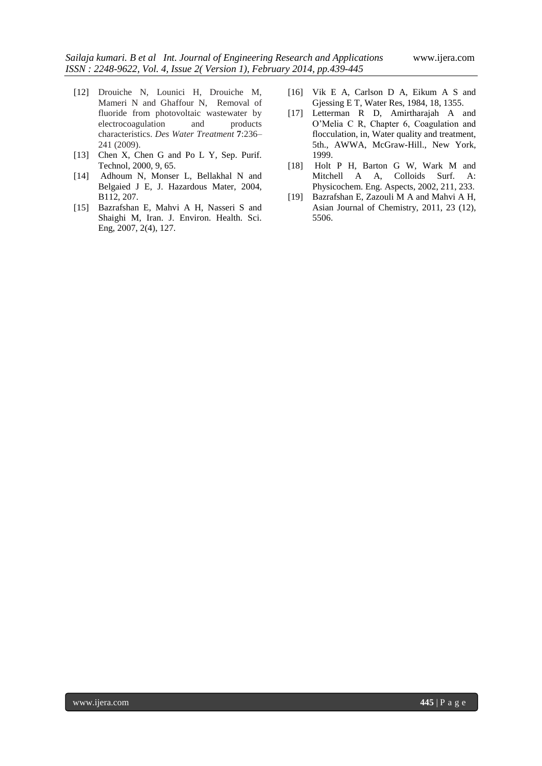[12] Drouiche N, Lounici H, Drouiche M, Mameri N and Ghaffour N, Removal of fluoride from photovoltaic wastewater by electrocoagulation and products characteristics. *Des Water Treatment* **7**:236–241 (2009).

[13] Chen X, Chen G and Po L Y, Sep. Purif. Technol, 2000, 9, 65.

[14] Adhoum N, Monser L, Bellakhal N and Belgaied J E, J. Hazardous Mater, 2004, B112, 207.

[15] Bazrafshan E, Mahvi A H, Nasseri S and Shaighi M, Iran. J. Environ. Health. Sci. Eng, 2007, 2(4), 127.

[16] Vik E A, Carlson D A, Eikum A S and Gjessing E T, Water Res, 1984, 18, 1355.

[17] Letterman R D, Amirtharajah A and O'Melia C R, Chapter 6, Coagulation and flocculation, in, Water quality and treatment, 5th., AWWA, McGraw-Hill., New York, 1999.

[18] Holt P H, Barton G W, Wark M and Mitchell A A, Colloids Surf. A: Physicochem. Eng. Aspects, 2002, 211, 233.

[19] Bazrafshan E, Zazouli M A and Mahvi A H, Asian Journal of Chemistry, 2011, 23 (12), 5506.